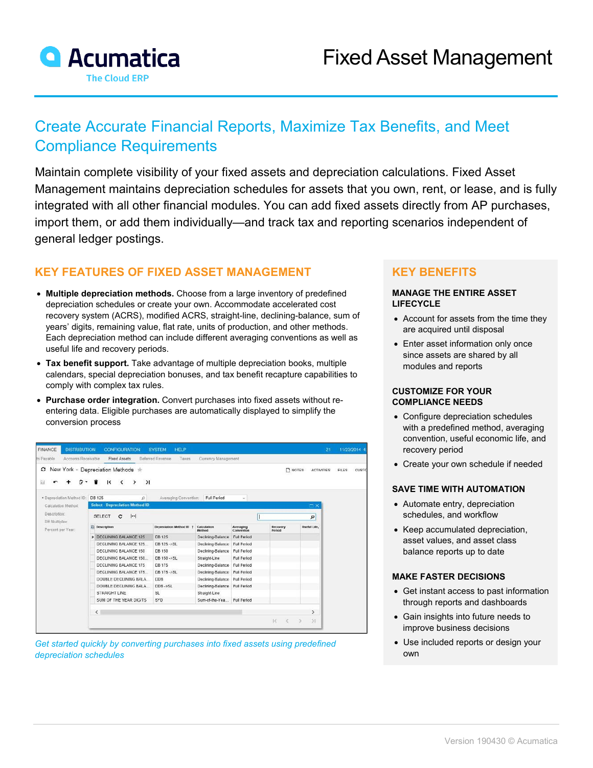# Acumatica

The Cloud ERP

# Fixed Asset Management

## Create Accurate Financial Reports, Maximize Tax Benefits, and Meet Compliance Requirements

Maintain complete visibility of your fixed assets and depreciation calculations. Fixed Asset Management maintains depreciation schedules for assets that you own, rent, or lease, and is fully integrated with all other financial modules. You can add fixed assets directly from AP purchases, import them, or add them individually—and track tax and reporting scenarios independent of general ledger postings.

## KEY FEATURES OF FIXED ASSET MANAGEMENT

- **Multiple depreciation methods.** Choose from a large inventory of predefined depreciation schedules or create your own. Accommodate accelerated cost recovery system (ACRS), modified ACRS, straight-line, declining-balance, sum of years' digits, remaining value, flat rate, units of production, and other methods. Each depreciation method can include different averaging conventions as well as useful life and recovery periods.
- **Tax benefit support.** Take advantage of multiple depreciation books, multiple calendars, special depreciation bonuses, and tax benefit recapture capabilities to comply with complex tax rules.
- **Purchase order integration.** Convert purchases into fixed assets without re-entering data. Eligible purchases are automatically displayed to simplify the conversion process

*Get started quickly by converting purchases into fixed assets using predefined depreciation schedules*

## KEY BENEFITS

### MANAGE THE ENTIRE ASSET LIFECYCLE

- Account for assets from the time they are acquired until disposal
- Enter asset information only once since assets are shared by all modules and reports

### CUSTOMIZE FOR YOUR COMPLIANCE NEEDS

- Configure depreciation schedules with a predefined method, averaging convention, useful economic life, and recovery period
- Create your own schedule if needed

### SAVE TIME WITH AUTOMATION

- Automate entry, depreciation schedules, and workflow
- Keep accumulated depreciation, asset values, and asset class balance reports up to date

### MAKE FASTER DECISIONS

- Get instant access to past information through reports and dashboards
- Gain insights into future needs to improve business decisions
- Use included reports or design your own

Version 190430 © Acumatica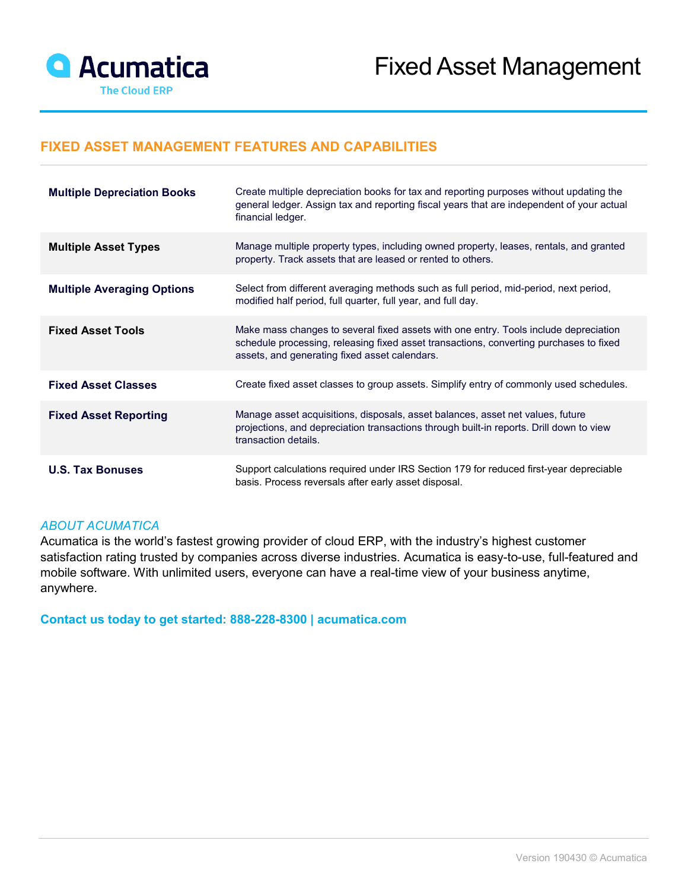Acumatica
The Cloud ERP

# Fixed Asset Management

## FIXED ASSET MANAGEMENT FEATURES AND CAPABILITIES

| | |
|---|---|
| **Multiple Depreciation Books** | Create multiple depreciation books for tax and reporting purposes without updating the general ledger. Assign tax and reporting fiscal years that are independent of your actual financial ledger. |
| **Multiple Asset Types** | Manage multiple property types, including owned property, leases, rentals, and granted property. Track assets that are leased or rented to others. |
| **Multiple Averaging Options** | Select from different averaging methods such as full period, mid-period, next period, modified half period, full quarter, full year, and full day. |
| **Fixed Asset Tools** | Make mass changes to several fixed assets with one entry. Tools include depreciation schedule processing, releasing fixed asset transactions, converting purchases to fixed assets, and generating fixed asset calendars. |
| **Fixed Asset Classes** | Create fixed asset classes to group assets. Simplify entry of commonly used schedules. |
| **Fixed Asset Reporting** | Manage asset acquisitions, disposals, asset balances, asset net values, future projections, and depreciation transactions through built-in reports. Drill down to view transaction details. |
| **U.S. Tax Bonuses** | Support calculations required under IRS Section 179 for reduced first-year depreciable basis. Process reversals after early asset disposal. |

*ABOUT ACUMATICA*

Acumatica is the world's fastest growing provider of cloud ERP, with the industry's highest customer satisfaction rating trusted by companies across diverse industries. Acumatica is easy-to-use, full-featured and mobile software. With unlimited users, everyone can have a real-time view of your business anytime, anywhere.

**Contact us today to get started: 888-228-8300 | acumatica.com**

Version 190430 © Acumatica